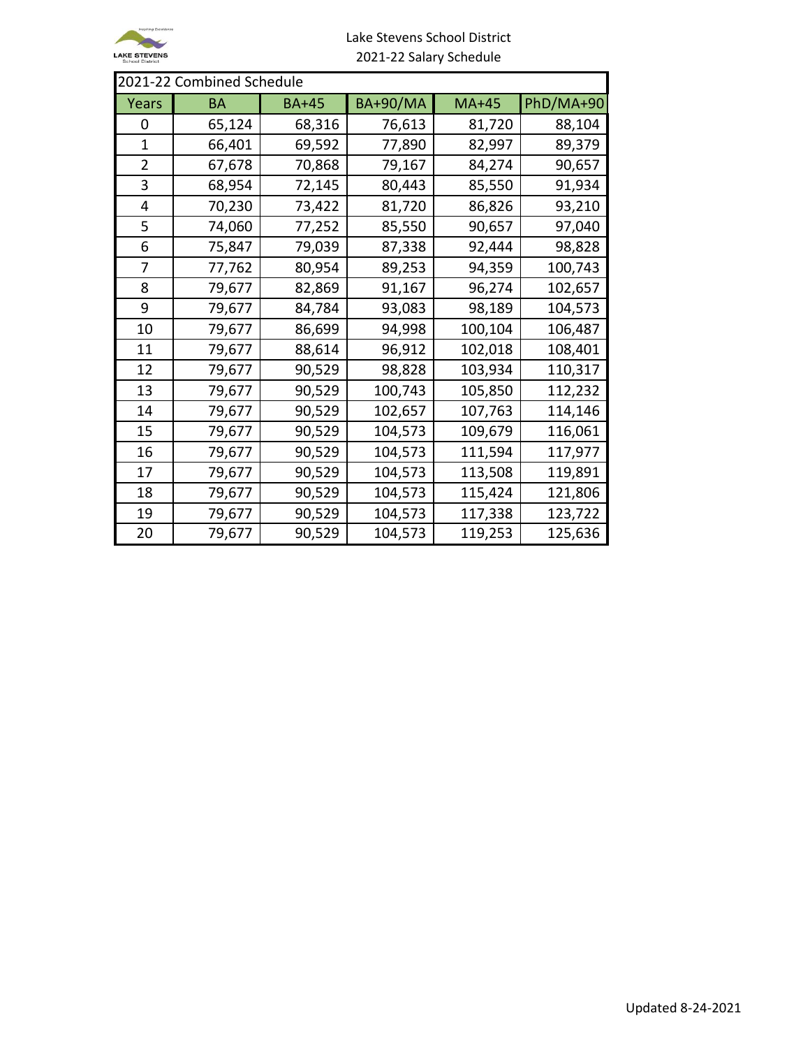Lake Stevens School District
2021-22 Salary Schedule

| 2021-22 Combined Schedule | | | | | |
|---|---|---|---|---|---|
| Years | BA | BA+45 | BA+90/MA | MA+45 | PhD/MA+90 |
| 0 | 65,124 | 68,316 | 76,613 | 81,720 | 88,104 |
| 1 | 66,401 | 69,592 | 77,890 | 82,997 | 89,379 |
| 2 | 67,678 | 70,868 | 79,167 | 84,274 | 90,657 |
| 3 | 68,954 | 72,145 | 80,443 | 85,550 | 91,934 |
| 4 | 70,230 | 73,422 | 81,720 | 86,826 | 93,210 |
| 5 | 74,060 | 77,252 | 85,550 | 90,657 | 97,040 |
| 6 | 75,847 | 79,039 | 87,338 | 92,444 | 98,828 |
| 7 | 77,762 | 80,954 | 89,253 | 94,359 | 100,743 |
| 8 | 79,677 | 82,869 | 91,167 | 96,274 | 102,657 |
| 9 | 79,677 | 84,784 | 93,083 | 98,189 | 104,573 |
| 10 | 79,677 | 86,699 | 94,998 | 100,104 | 106,487 |
| 11 | 79,677 | 88,614 | 96,912 | 102,018 | 108,401 |
| 12 | 79,677 | 90,529 | 98,828 | 103,934 | 110,317 |
| 13 | 79,677 | 90,529 | 100,743 | 105,850 | 112,232 |
| 14 | 79,677 | 90,529 | 102,657 | 107,763 | 114,146 |
| 15 | 79,677 | 90,529 | 104,573 | 109,679 | 116,061 |
| 16 | 79,677 | 90,529 | 104,573 | 111,594 | 117,977 |
| 17 | 79,677 | 90,529 | 104,573 | 113,508 | 119,891 |
| 18 | 79,677 | 90,529 | 104,573 | 115,424 | 121,806 |
| 19 | 79,677 | 90,529 | 104,573 | 117,338 | 123,722 |
| 20 | 79,677 | 90,529 | 104,573 | 119,253 | 125,636 |

Updated 8-24-2021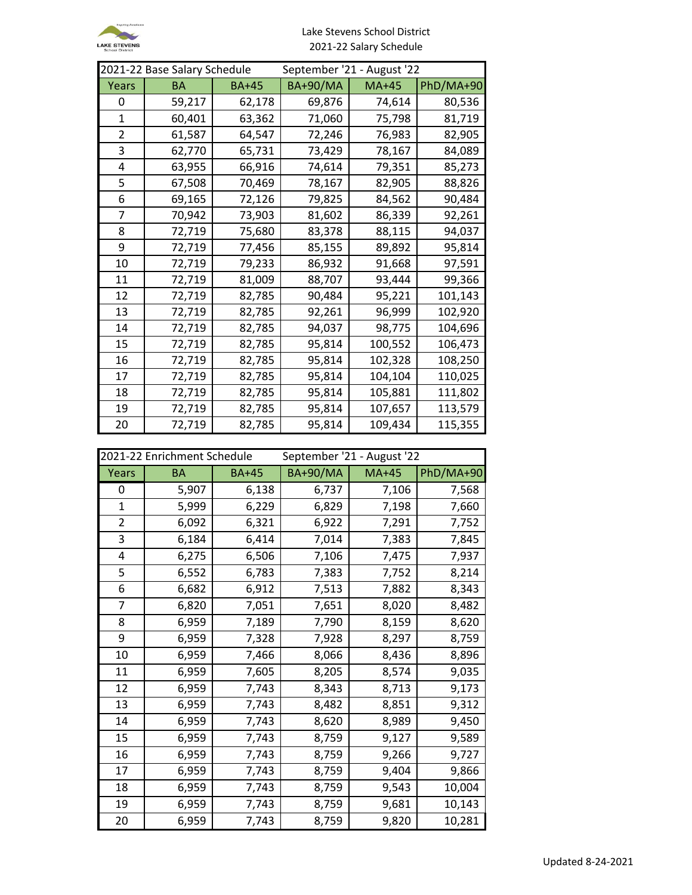Lake Stevens School District
2021-22 Salary Schedule

| 2021-22 Base Salary Schedule | | | September '21 - August '22 | | |
|---|---|---|---|---|---|
| Years | BA | BA+45 | BA+90/MA | MA+45 | PhD/MA+90 |
| 0 | 59,217 | 62,178 | 69,876 | 74,614 | 80,536 |
| 1 | 60,401 | 63,362 | 71,060 | 75,798 | 81,719 |
| 2 | 61,587 | 64,547 | 72,246 | 76,983 | 82,905 |
| 3 | 62,770 | 65,731 | 73,429 | 78,167 | 84,089 |
| 4 | 63,955 | 66,916 | 74,614 | 79,351 | 85,273 |
| 5 | 67,508 | 70,469 | 78,167 | 82,905 | 88,826 |
| 6 | 69,165 | 72,126 | 79,825 | 84,562 | 90,484 |
| 7 | 70,942 | 73,903 | 81,602 | 86,339 | 92,261 |
| 8 | 72,719 | 75,680 | 83,378 | 88,115 | 94,037 |
| 9 | 72,719 | 77,456 | 85,155 | 89,892 | 95,814 |
| 10 | 72,719 | 79,233 | 86,932 | 91,668 | 97,591 |
| 11 | 72,719 | 81,009 | 88,707 | 93,444 | 99,366 |
| 12 | 72,719 | 82,785 | 90,484 | 95,221 | 101,143 |
| 13 | 72,719 | 82,785 | 92,261 | 96,999 | 102,920 |
| 14 | 72,719 | 82,785 | 94,037 | 98,775 | 104,696 |
| 15 | 72,719 | 82,785 | 95,814 | 100,552 | 106,473 |
| 16 | 72,719 | 82,785 | 95,814 | 102,328 | 108,250 |
| 17 | 72,719 | 82,785 | 95,814 | 104,104 | 110,025 |
| 18 | 72,719 | 82,785 | 95,814 | 105,881 | 111,802 |
| 19 | 72,719 | 82,785 | 95,814 | 107,657 | 113,579 |
| 20 | 72,719 | 82,785 | 95,814 | 109,434 | 115,355 |

| 2021-22 Enrichment Schedule | | | September '21 - August '22 | | |
|---|---|---|---|---|---|
| Years | BA | BA+45 | BA+90/MA | MA+45 | PhD/MA+90 |
| 0 | 5,907 | 6,138 | 6,737 | 7,106 | 7,568 |
| 1 | 5,999 | 6,229 | 6,829 | 7,198 | 7,660 |
| 2 | 6,092 | 6,321 | 6,922 | 7,291 | 7,752 |
| 3 | 6,184 | 6,414 | 7,014 | 7,383 | 7,845 |
| 4 | 6,275 | 6,506 | 7,106 | 7,475 | 7,937 |
| 5 | 6,552 | 6,783 | 7,383 | 7,752 | 8,214 |
| 6 | 6,682 | 6,912 | 7,513 | 7,882 | 8,343 |
| 7 | 6,820 | 7,051 | 7,651 | 8,020 | 8,482 |
| 8 | 6,959 | 7,189 | 7,790 | 8,159 | 8,620 |
| 9 | 6,959 | 7,328 | 7,928 | 8,297 | 8,759 |
| 10 | 6,959 | 7,466 | 8,066 | 8,436 | 8,896 |
| 11 | 6,959 | 7,605 | 8,205 | 8,574 | 9,035 |
| 12 | 6,959 | 7,743 | 8,343 | 8,713 | 9,173 |
| 13 | 6,959 | 7,743 | 8,482 | 8,851 | 9,312 |
| 14 | 6,959 | 7,743 | 8,620 | 8,989 | 9,450 |
| 15 | 6,959 | 7,743 | 8,759 | 9,127 | 9,589 |
| 16 | 6,959 | 7,743 | 8,759 | 9,266 | 9,727 |
| 17 | 6,959 | 7,743 | 8,759 | 9,404 | 9,866 |
| 18 | 6,959 | 7,743 | 8,759 | 9,543 | 10,004 |
| 19 | 6,959 | 7,743 | 8,759 | 9,681 | 10,143 |
| 20 | 6,959 | 7,743 | 8,759 | 9,820 | 10,281 |

Updated 8-24-2021